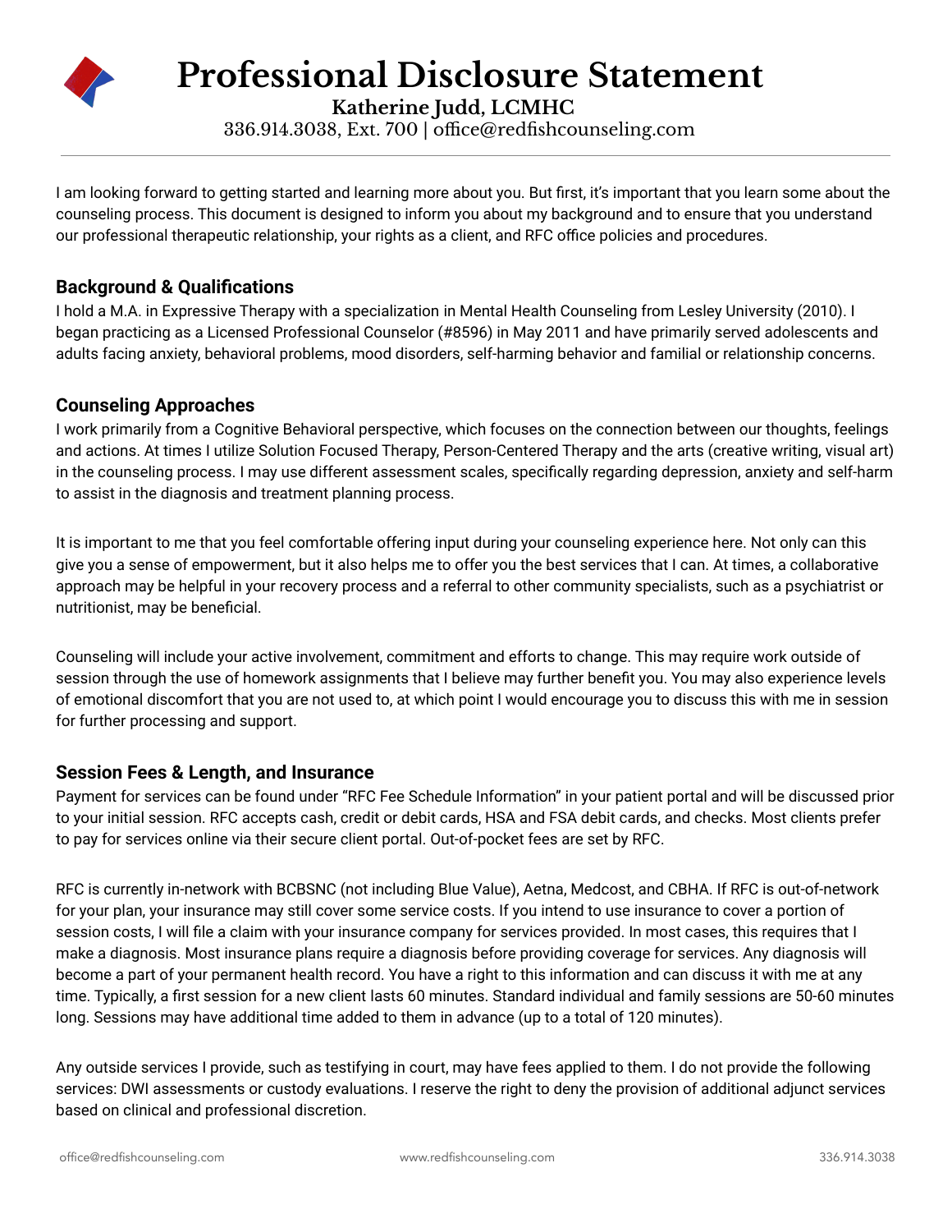# Professional Disclosure Statement

**Katherine Judd, LCMHC**

336.914.3038, Ext. 700 | office@redfishcounseling.com

I am looking forward to getting started and learning more about you. But first, it's important that you learn some about the counseling process. This document is designed to inform you about my background and to ensure that you understand our professional therapeutic relationship, your rights as a client, and RFC office policies and procedures.

## Background & Qualifications

I hold a M.A. in Expressive Therapy with a specialization in Mental Health Counseling from Lesley University (2010). I began practicing as a Licensed Professional Counselor (#8596) in May 2011 and have primarily served adolescents and adults facing anxiety, behavioral problems, mood disorders, self-harming behavior and familial or relationship concerns.

## Counseling Approaches

I work primarily from a Cognitive Behavioral perspective, which focuses on the connection between our thoughts, feelings and actions. At times I utilize Solution Focused Therapy, Person-Centered Therapy and the arts (creative writing, visual art) in the counseling process. I may use different assessment scales, specifically regarding depression, anxiety and self-harm to assist in the diagnosis and treatment planning process.

It is important to me that you feel comfortable offering input during your counseling experience here. Not only can this give you a sense of empowerment, but it also helps me to offer you the best services that I can. At times, a collaborative approach may be helpful in your recovery process and a referral to other community specialists, such as a psychiatrist or nutritionist, may be beneficial.

Counseling will include your active involvement, commitment and efforts to change. This may require work outside of session through the use of homework assignments that I believe may further benefit you. You may also experience levels of emotional discomfort that you are not used to, at which point I would encourage you to discuss this with me in session for further processing and support.

## Session Fees & Length, and Insurance

Payment for services can be found under "RFC Fee Schedule Information" in your patient portal and will be discussed prior to your initial session. RFC accepts cash, credit or debit cards, HSA and FSA debit cards, and checks. Most clients prefer to pay for services online via their secure client portal. Out-of-pocket fees are set by RFC.

RFC is currently in-network with BCBSNC (not including Blue Value), Aetna, Medcost, and CBHA. If RFC is out-of-network for your plan, your insurance may still cover some service costs. If you intend to use insurance to cover a portion of session costs, I will file a claim with your insurance company for services provided. In most cases, this requires that I make a diagnosis. Most insurance plans require a diagnosis before providing coverage for services. Any diagnosis will become a part of your permanent health record. You have a right to this information and can discuss it with me at any time. Typically, a first session for a new client lasts 60 minutes. Standard individual and family sessions are 50-60 minutes long. Sessions may have additional time added to them in advance (up to a total of 120 minutes).

Any outside services I provide, such as testifying in court, may have fees applied to them. I do not provide the following services: DWI assessments or custody evaluations. I reserve the right to deny the provision of additional adjunct services based on clinical and professional discretion.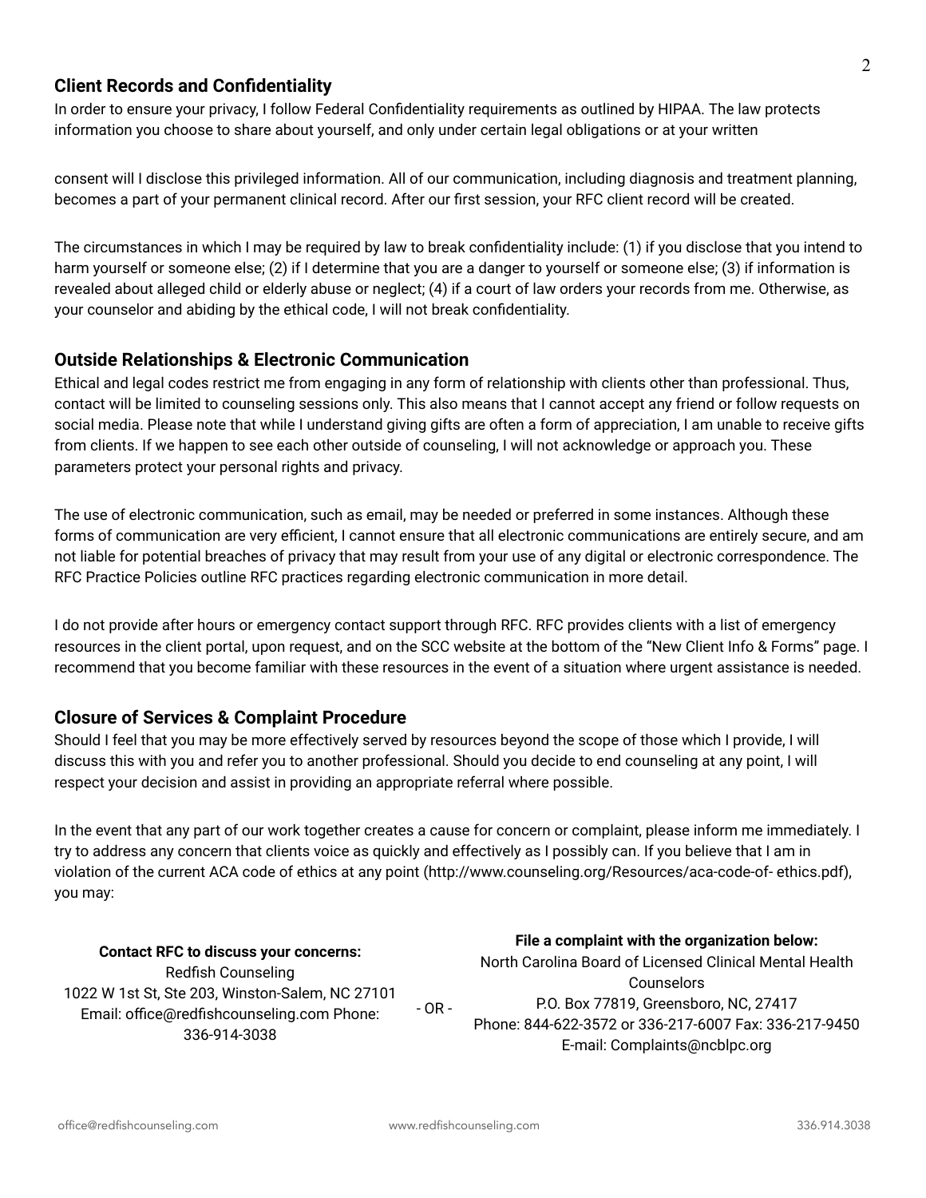## Client Records and Confidentiality

In order to ensure your privacy, I follow Federal Confidentiality requirements as outlined by HIPAA. The law protects information you choose to share about yourself, and only under certain legal obligations or at your written consent will I disclose this privileged information. All of our communication, including diagnosis and treatment planning, becomes a part of your permanent clinical record. After our first session, your RFC client record will be created.

The circumstances in which I may be required by law to break confidentiality include: (1) if you disclose that you intend to harm yourself or someone else; (2) if I determine that you are a danger to yourself or someone else; (3) if information is revealed about alleged child or elderly abuse or neglect; (4) if a court of law orders your records from me. Otherwise, as your counselor and abiding by the ethical code, I will not break confidentiality.

## Outside Relationships & Electronic Communication

Ethical and legal codes restrict me from engaging in any form of relationship with clients other than professional. Thus, contact will be limited to counseling sessions only. This also means that I cannot accept any friend or follow requests on social media. Please note that while I understand giving gifts are often a form of appreciation, I am unable to receive gifts from clients. If we happen to see each other outside of counseling, I will not acknowledge or approach you. These parameters protect your personal rights and privacy.

The use of electronic communication, such as email, may be needed or preferred in some instances. Although these forms of communication are very efficient, I cannot ensure that all electronic communications are entirely secure, and am not liable for potential breaches of privacy that may result from your use of any digital or electronic correspondence. The RFC Practice Policies outline RFC practices regarding electronic communication in more detail.

I do not provide after hours or emergency contact support through RFC. RFC provides clients with a list of emergency resources in the client portal, upon request, and on the SCC website at the bottom of the “New Client Info & Forms” page. I recommend that you become familiar with these resources in the event of a situation where urgent assistance is needed.

## Closure of Services & Complaint Procedure

Should I feel that you may be more effectively served by resources beyond the scope of those which I provide, I will discuss this with you and refer you to another professional. Should you decide to end counseling at any point, I will respect your decision and assist in providing an appropriate referral where possible.

In the event that any part of our work together creates a cause for concern or complaint, please inform me immediately. I try to address any concern that clients voice as quickly and effectively as I possibly can. If you believe that I am in violation of the current ACA code of ethics at any point (http://www.counseling.org/Resources/aca-code-of- ethics.pdf), you may:

**Contact RFC to discuss your concerns:**
Redfish Counseling
1022 W 1st St, Ste 203, Winston-Salem, NC 27101
Email: office@redfishcounseling.com Phone: 336-914-3038

\- OR -

**File a complaint with the organization below:**
North Carolina Board of Licensed Clinical Mental Health Counselors
P.O. Box 77819, Greensboro, NC, 27417
Phone: 844-622-3572 or 336-217-6007 Fax: 336-217-9450
E-mail: Complaints@ncblpc.org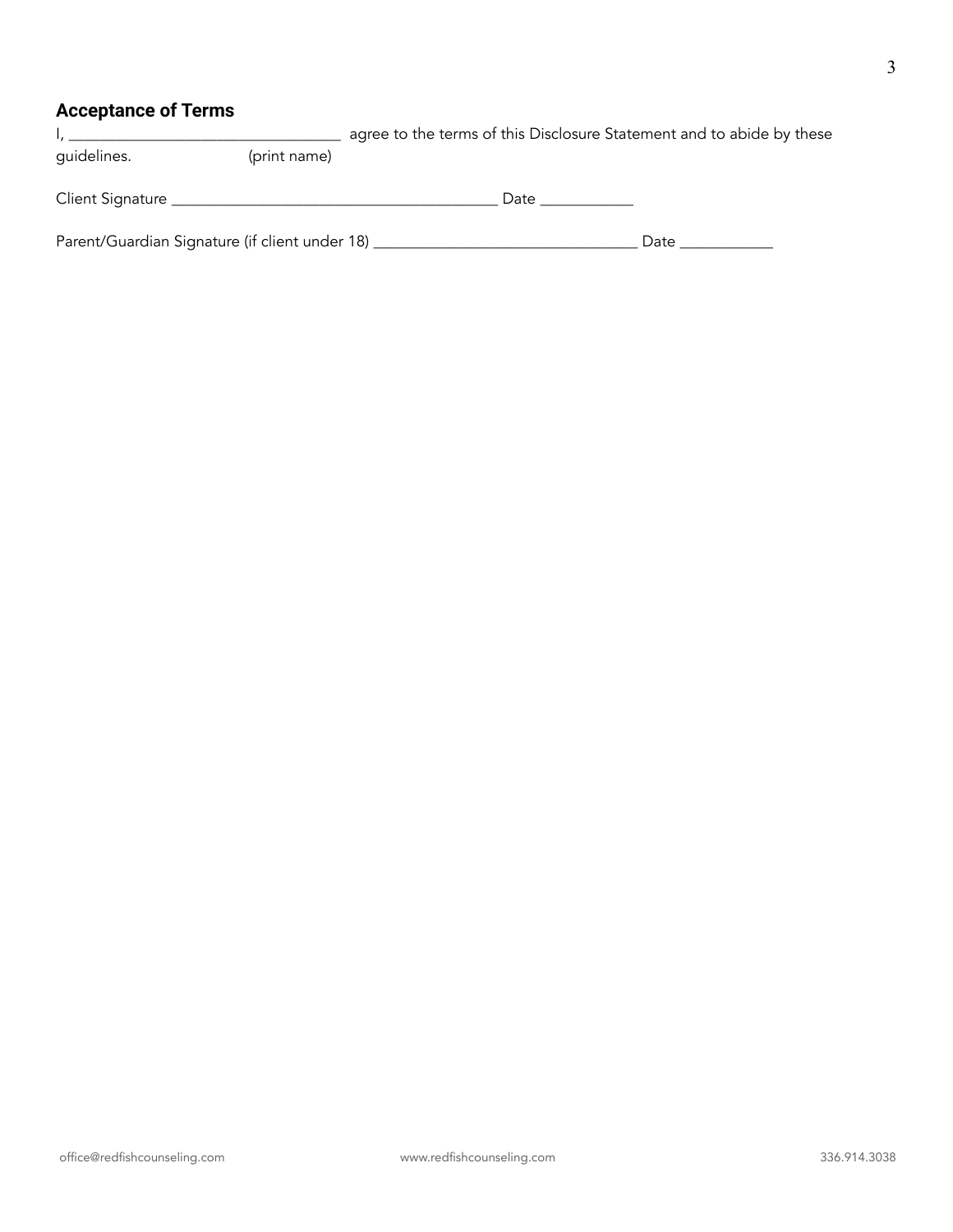## Acceptance of Terms

I, _________________________________ agree to the terms of this Disclosure Statement and to abide by these guidelines. (print name)

Client Signature _______________________________________ Date ___________

Parent/Guardian Signature (if client under 18) ________________________________ Date ___________

office@redfishcounseling.com www.redfishcounseling.com 336.914.3038